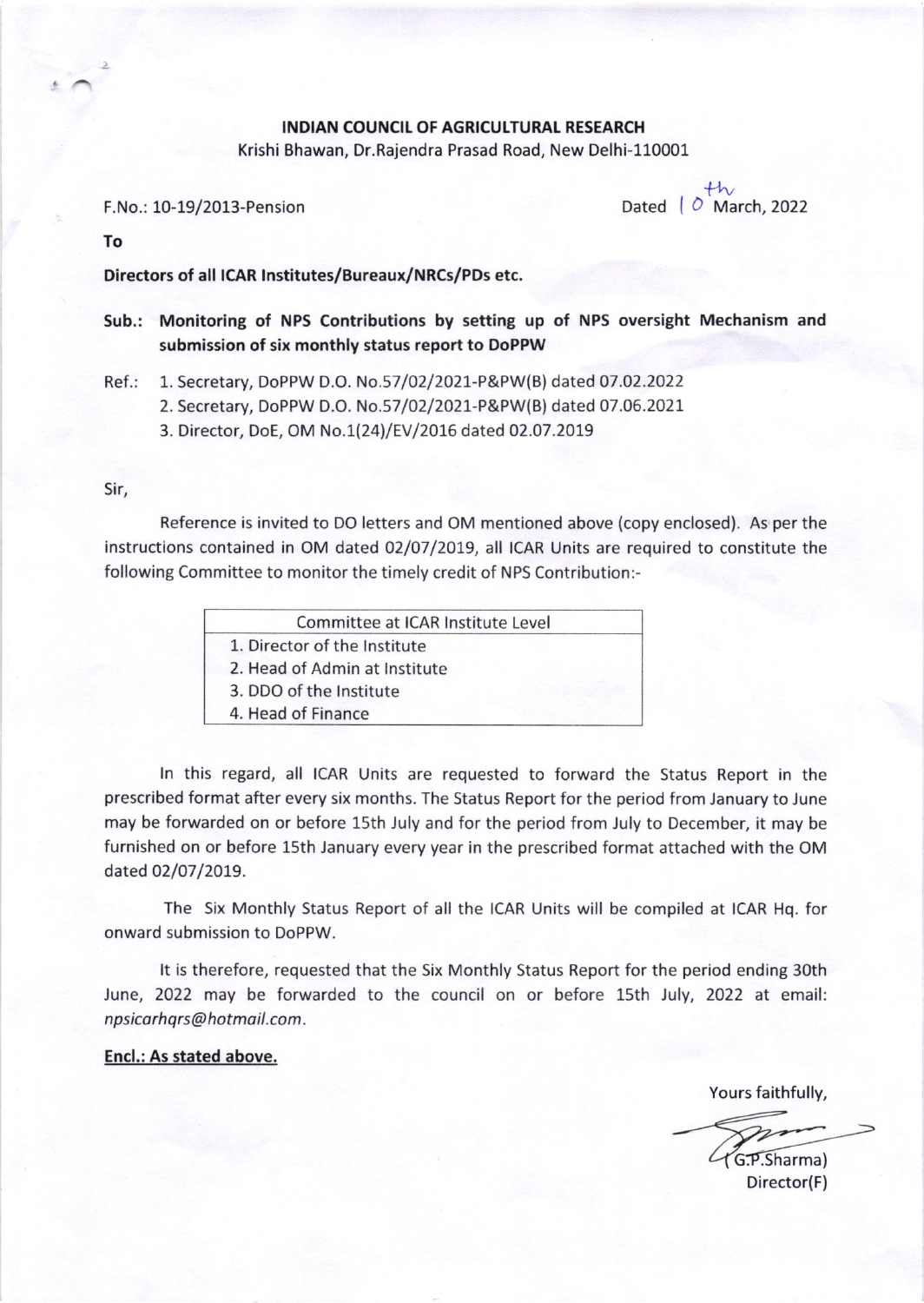**INDIAN COUNCIL OF AGRICULTURAL RESEARCH**

Krishi Bhawan, Dr.Rajendra Prasad Road, New Delhi-110001

F.No.: 10-19/2013-Pension

Dated 10th March, 2022

**To**

**Directors of all ICAR Institutes/Bureaux/NRCs/PDs etc.**

**Sub.: Monitoring of NPS Contributions by setting up of NPS oversight Mechanism and submission of six monthly status report to DoPPW**

Ref.:
1. Secretary, DoPPW D.O. No.57/02/2021-P&PW(B) dated 07.02.2022
2. Secretary, DoPPW D.O. No.57/02/2021-P&PW(B) dated 07.06.2021
3. Director, DoE, OM No.1(24)/EV/2016 dated 02.07.2019

Sir,

Reference is invited to DO letters and OM mentioned above (copy enclosed). As per the instructions contained in OM dated 02/07/2019, all ICAR Units are required to constitute the following Committee to monitor the timely credit of NPS Contribution:-

| Committee at ICAR Institute Level |
| --- |
| 1. Director of the Institute |
| 2. Head of Admin at Institute |
| 3. DDO of the Institute |
| 4. Head of Finance |

In this regard, all ICAR Units are requested to forward the Status Report in the prescribed format after every six months. The Status Report for the period from January to June may be forwarded on or before 15th July and for the period from July to December, it may be furnished on or before 15th January every year in the prescribed format attached with the OM dated 02/07/2019.

The Six Monthly Status Report of all the ICAR Units will be compiled at ICAR Hq. for onward submission to DoPPW.

It is therefore, requested that the Six Monthly Status Report for the period ending 30th June, 2022 may be forwarded to the council on or before 15th July, 2022 at email: *npsicarhqrs@hotmail.com*.

**Encl.: As stated above.**

Yours faithfully,

(G.P.Sharma)
Director(F)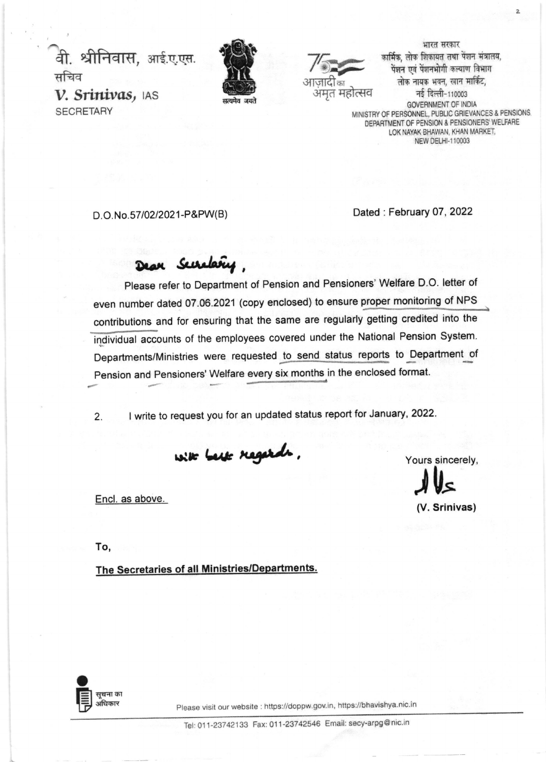वी. श्रीनिवास, आई.ए.एस.
सचिव
***V. Srinivas***, IAS
SECRETARY

सत्यमेव जयते

आज़ादी का अमृत महोत्सव

भारत सरकार
कार्मिक, लोक शिकायत तथा पेंशन मंत्रालय,
पेंशन एवं पेंशनभोगी कल्याण विभाग
लोक नायक भवन, खान मार्किट,
नई दिल्ली-110003

GOVERNMENT OF INDIA
MINISTRY OF PERSONNEL, PUBLIC GRIEVANCES & PENSIONS
DEPARTMENT OF PENSION & PENSIONERS' WELFARE
LOK NAYAK BHAWAN, KHAN MARKET,
NEW DELHI-110003

D.O.No.57/02/2021-P&PW(B)

Dated : February 07, 2022

Dear Secretary,

Please refer to Department of Pension and Pensioners' Welfare D.O. letter of even number dated 07.06.2021 (copy enclosed) to ensure proper monitoring of NPS contributions and for ensuring that the same are regularly getting credited into the individual accounts of the employees covered under the National Pension System. Departments/Ministries were requested to send status reports to Department of Pension and Pensioners' Welfare every six months in the enclosed format.

2. I write to request you for an updated status report for January, 2022.

With best regards,

Yours sincerely,

(V. Srinivas)

Encl. as above.

To,

The Secretaries of all Ministries/Departments.

सूचना का अधिकार

Please visit our website : https://doppw.gov.in, https://bhavishya.nic.in

Tel: 011-23742133 Fax: 011-23742546 Email: secy-arpg@nic.in